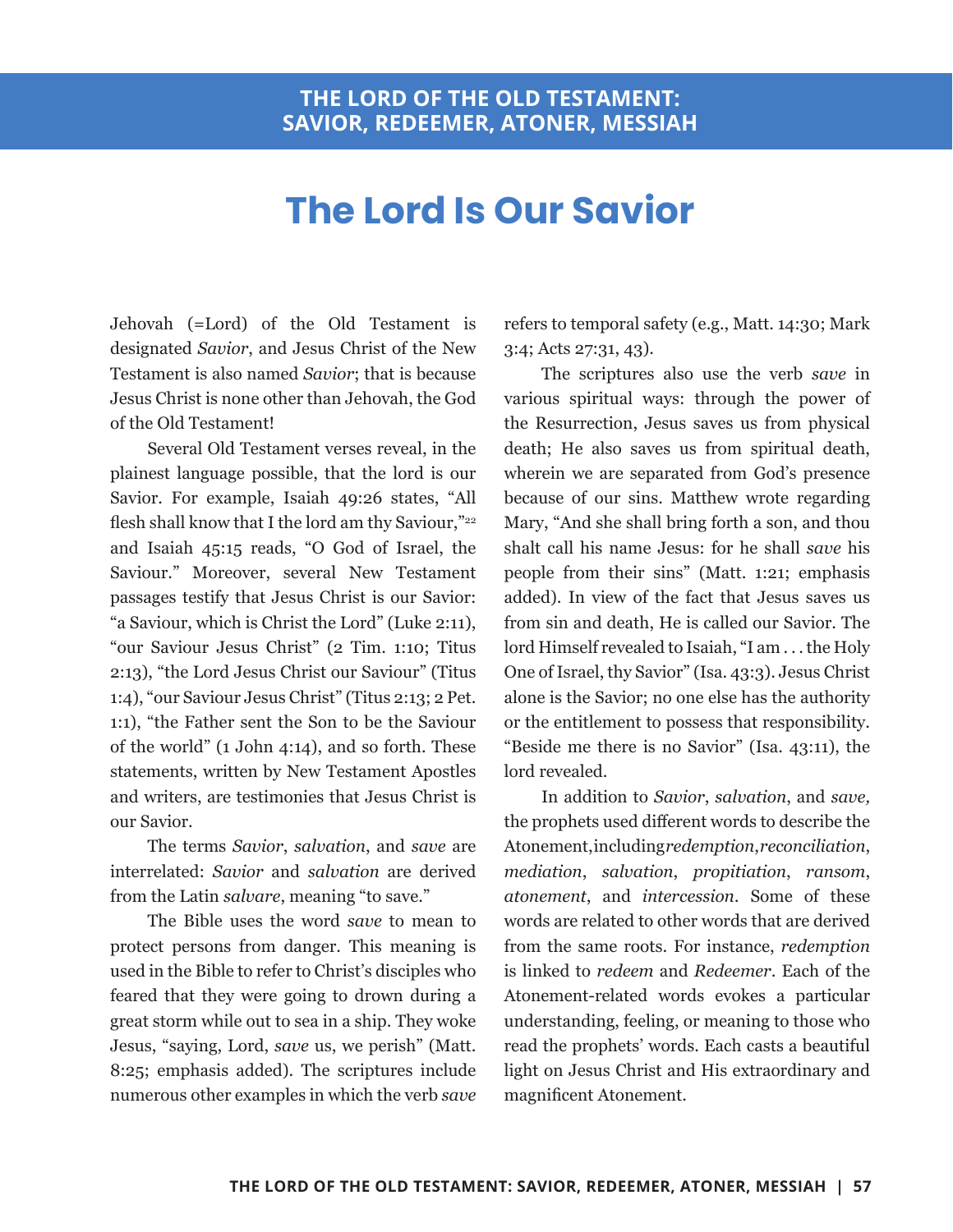# The Lord Is Our Savior

Jehovah (=Lord) of the Old Testament is designated *Savior*, and Jesus Christ of the New Testament is also named *Savior*; that is because Jesus Christ is none other than Jehovah, the God of the Old Testament!

Several Old Testament verses reveal, in the plainest language possible, that the lord is our Savior. For example, Isaiah 49:26 states, "All flesh shall know that I the lord am thy Saviour,"[22] and Isaiah 45:15 reads, "O God of Israel, the Saviour." Moreover, several New Testament passages testify that Jesus Christ is our Savior: "a Saviour, which is Christ the Lord" (Luke 2:11), "our Saviour Jesus Christ" (2 Tim. 1:10; Titus 2:13), "the Lord Jesus Christ our Saviour" (Titus 1:4), "our Saviour Jesus Christ" (Titus 2:13; 2 Pet. 1:1), "the Father sent the Son to be the Saviour of the world" (1 John 4:14), and so forth. These statements, written by New Testament Apostles and writers, are testimonies that Jesus Christ is our Savior.

The terms *Savior*, *salvation*, and *save* are interrelated: *Savior* and *salvation* are derived from the Latin *salvare*, meaning "to save."

The Bible uses the word *save* to mean to protect persons from danger. This meaning is used in the Bible to refer to Christ's disciples who feared that they were going to drown during a great storm while out to sea in a ship. They woke Jesus, "saying, Lord, *save* us, we perish" (Matt. 8:25; emphasis added). The scriptures include numerous other examples in which the verb *save* refers to temporal safety (e.g., Matt. 14:30; Mark 3:4; Acts 27:31, 43).

The scriptures also use the verb *save* in various spiritual ways: through the power of the Resurrection, Jesus saves us from physical death; He also saves us from spiritual death, wherein we are separated from God's presence because of our sins. Matthew wrote regarding Mary, "And she shall bring forth a son, and thou shalt call his name Jesus: for he shall *save* his people from their sins" (Matt. 1:21; emphasis added). In view of the fact that Jesus saves us from sin and death, He is called our Savior. The lord Himself revealed to Isaiah, "I am . . . the Holy One of Israel, thy Savior" (Isa. 43:3). Jesus Christ alone is the Savior; no one else has the authority or the entitlement to possess that responsibility. "Beside me there is no Savior" (Isa. 43:11), the lord revealed.

In addition to *Savior*, *salvation*, and *save,* the prophets used different words to describe the Atonement, including *redemption*, *reconciliation*, *mediation*, *salvation*, *propitiation*, *ransom*, *atonement*, and *intercession*. Some of these words are related to other words that are derived from the same roots. For instance, *redemption* is linked to *redeem* and *Redeemer*. Each of the Atonement-related words evokes a particular understanding, feeling, or meaning to those who read the prophets' words. Each casts a beautiful light on Jesus Christ and His extraordinary and magnificent Atonement.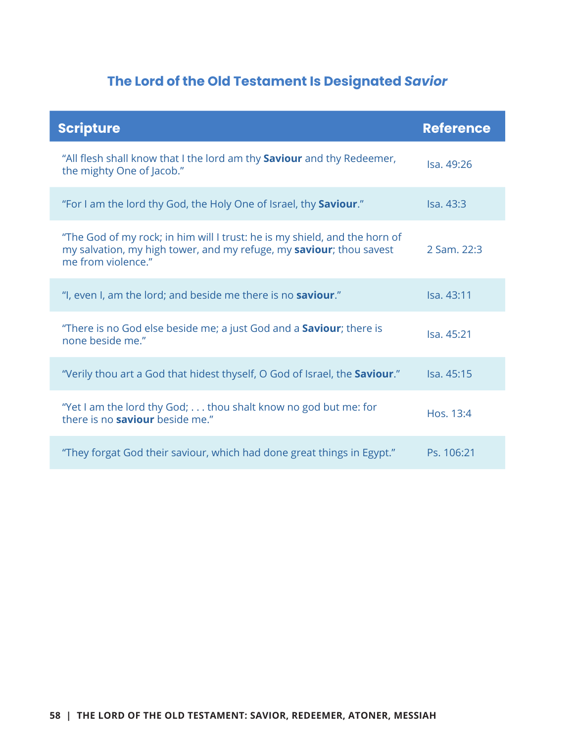## The Lord of the Old Testament Is Designated *Savior*

| Scripture | Reference |
|---|---|
| "All flesh shall know that I the lord am thy **Saviour** and thy Redeemer, the mighty One of Jacob." | Isa. 49:26 |
| "For I am the lord thy God, the Holy One of Israel, thy **Saviour**." | Isa. 43:3 |
| "The God of my rock; in him will I trust: he is my shield, and the horn of my salvation, my high tower, and my refuge, my **saviour**; thou savest me from violence." | 2 Sam. 22:3 |
| "I, even I, am the lord; and beside me there is no **saviour**." | Isa. 43:11 |
| "There is no God else beside me; a just God and a **Saviour**; there is none beside me." | Isa. 45:21 |
| "Verily thou art a God that hidest thyself, O God of Israel, the **Saviour**." | Isa. 45:15 |
| "Yet I am the lord thy God; . . . thou shalt know no god but me: for there is no **saviour** beside me." | Hos. 13:4 |
| "They forgat God their saviour, which had done great things in Egypt." | Ps. 106:21 |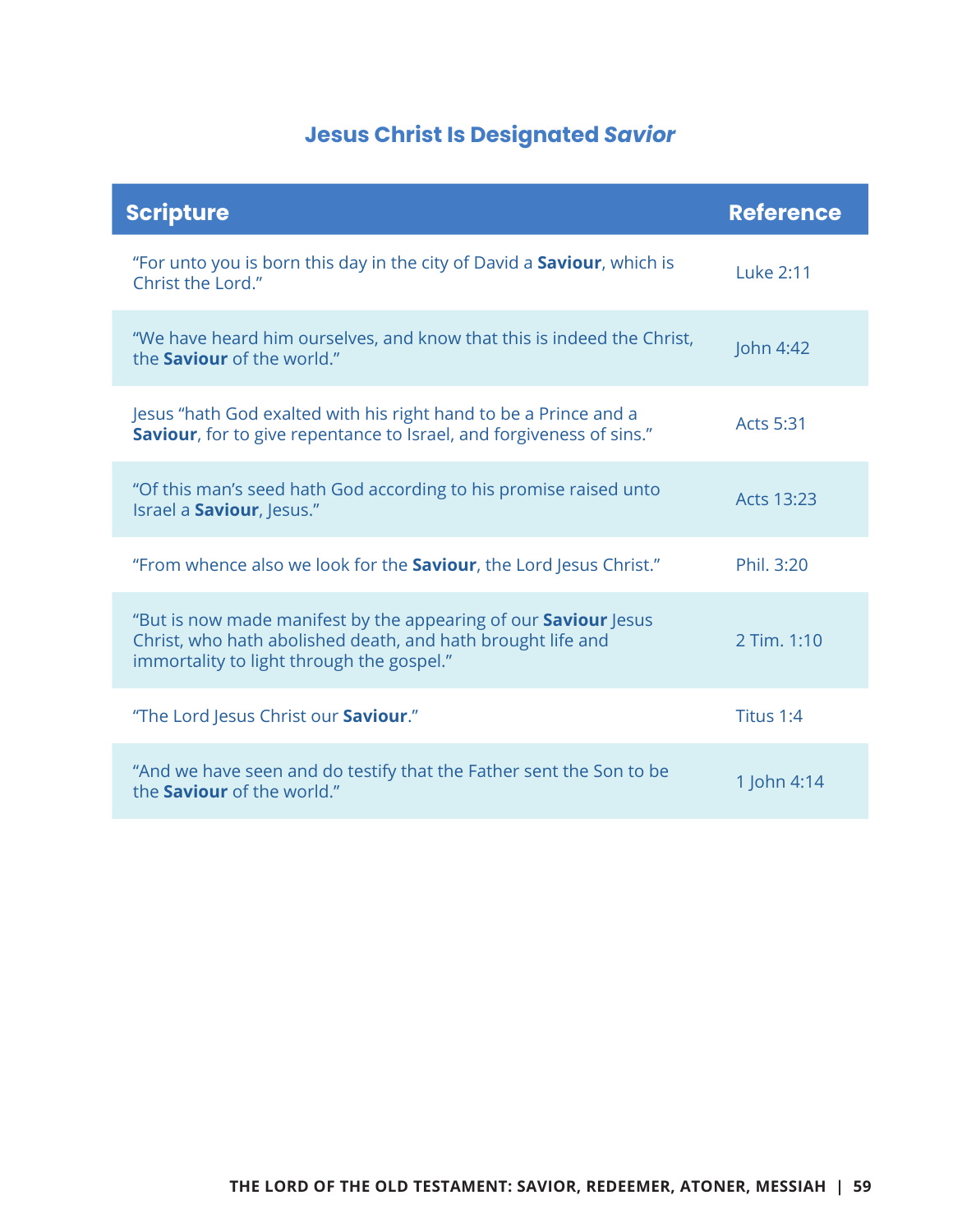## Jesus Christ Is Designated *Savior*

| Scripture | Reference |
| --- | --- |
| "For unto you is born this day in the city of David a **Saviour**, which is Christ the Lord." | Luke 2:11 |
| "We have heard him ourselves, and know that this is indeed the Christ, the **Saviour** of the world." | John 4:42 |
| Jesus "hath God exalted with his right hand to be a Prince and a **Saviour**, for to give repentance to Israel, and forgiveness of sins." | Acts 5:31 |
| "Of this man's seed hath God according to his promise raised unto Israel a **Saviour**, Jesus." | Acts 13:23 |
| "From whence also we look for the **Saviour**, the Lord Jesus Christ." | Phil. 3:20 |
| "But is now made manifest by the appearing of our **Saviour** Jesus Christ, who hath abolished death, and hath brought life and immortality to light through the gospel." | 2 Tim. 1:10 |
| "The Lord Jesus Christ our **Saviour**." | Titus 1:4 |
| "And we have seen and do testify that the Father sent the Son to be the **Saviour** of the world." | 1 John 4:14 |